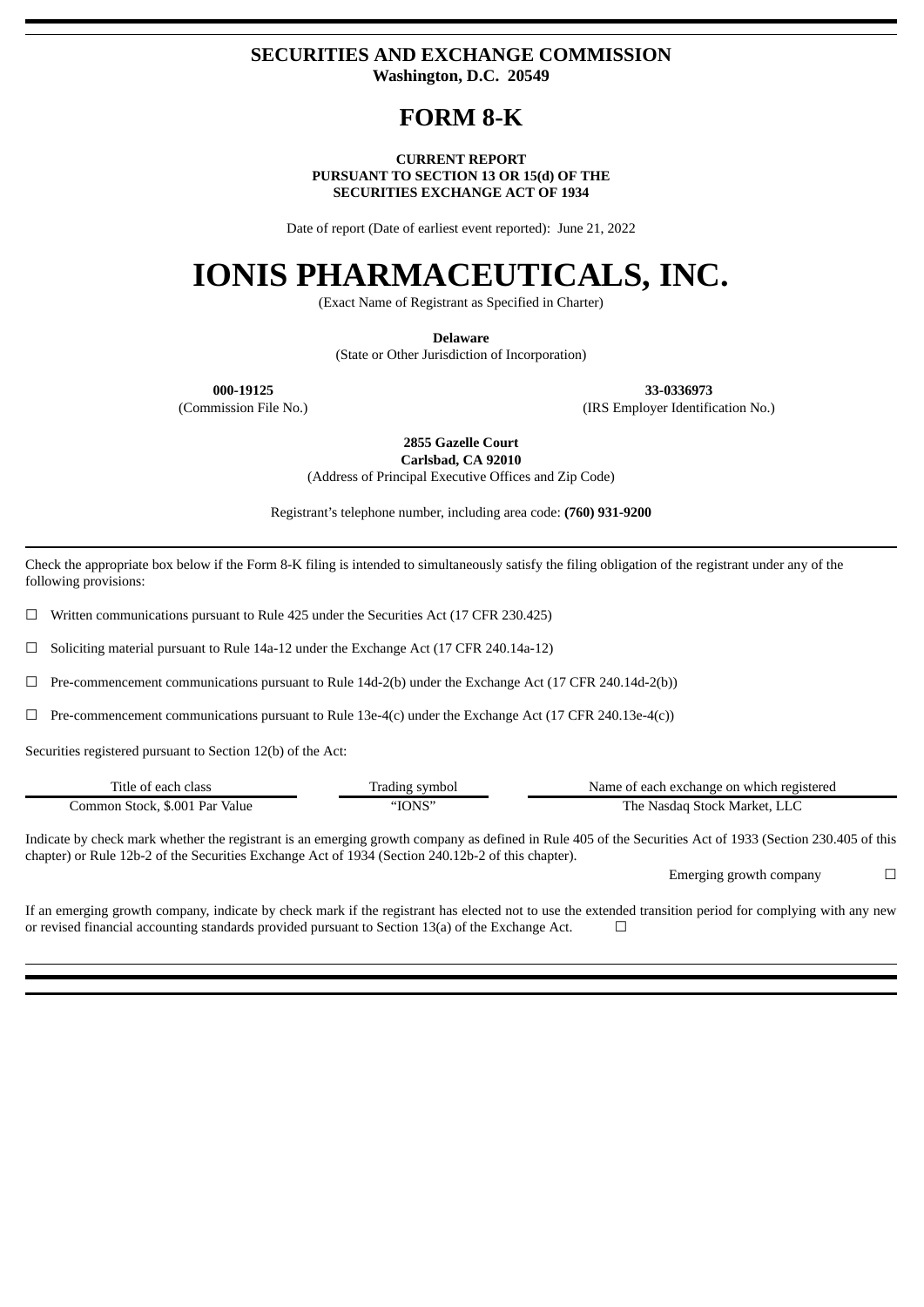**SECURITIES AND EXCHANGE COMMISSION**
**Washington, D.C. 20549**

# FORM 8-K

**CURRENT REPORT**
**PURSUANT TO SECTION 13 OR 15(d) OF THE**
**SECURITIES EXCHANGE ACT OF 1934**

Date of report (Date of earliest event reported): June 21, 2022

# IONIS PHARMACEUTICALS, INC.

(Exact Name of Registrant as Specified in Charter)

**Delaware**
(State or Other Jurisdiction of Incorporation)

| **000-19125** | **33-0336973** |
|---|---|
| (Commission File No.) | (IRS Employer Identification No.) |

**2855 Gazelle Court**
**Carlsbad, CA 92010**
(Address of Principal Executive Offices and Zip Code)

Registrant's telephone number, including area code: **(760) 931-9200**

Check the appropriate box below if the Form 8-K filing is intended to simultaneously satisfy the filing obligation of the registrant under any of the following provisions:

☐ Written communications pursuant to Rule 425 under the Securities Act (17 CFR 230.425)

☐ Soliciting material pursuant to Rule 14a-12 under the Exchange Act (17 CFR 240.14a-12)

☐ Pre-commencement communications pursuant to Rule 14d-2(b) under the Exchange Act (17 CFR 240.14d-2(b))

☐ Pre-commencement communications pursuant to Rule 13e-4(c) under the Exchange Act (17 CFR 240.13e-4(c))

Securities registered pursuant to Section 12(b) of the Act:

| Title of each class | Trading symbol | Name of each exchange on which registered |
|---|---|---|
| Common Stock, $.001 Par Value | "IONS" | The Nasdaq Stock Market, LLC |

Indicate by check mark whether the registrant is an emerging growth company as defined in Rule 405 of the Securities Act of 1933 (Section 230.405 of this chapter) or Rule 12b-2 of the Securities Exchange Act of 1934 (Section 240.12b-2 of this chapter).

Emerging growth company ☐

If an emerging growth company, indicate by check mark if the registrant has elected not to use the extended transition period for complying with any new or revised financial accounting standards provided pursuant to Section 13(a) of the Exchange Act. ☐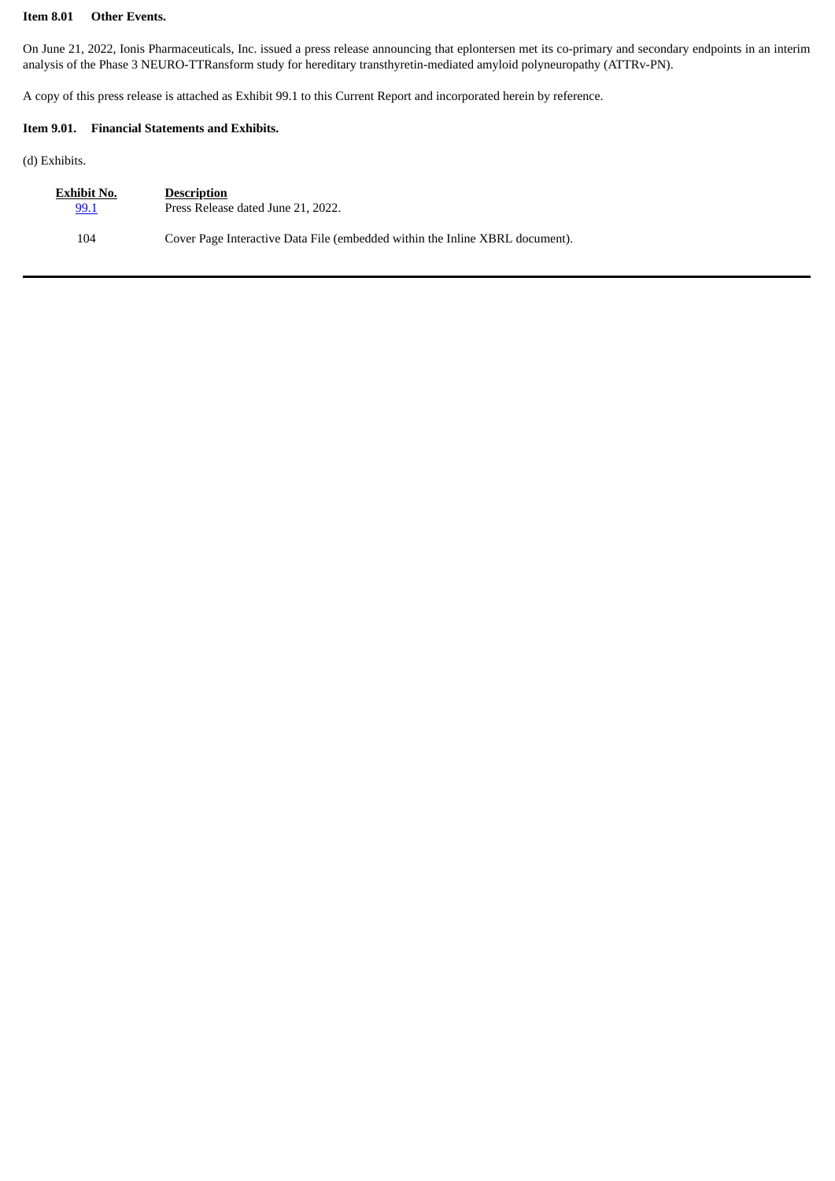**Item 8.01 Other Events.**

On June 21, 2022, Ionis Pharmaceuticals, Inc. issued a press release announcing that eplontersen met its co-primary and secondary endpoints in an interim analysis of the Phase 3 NEURO-TTRansform study for hereditary transthyretin-mediated amyloid polyneuropathy (ATTRv-PN).

A copy of this press release is attached as Exhibit 99.1 to this Current Report and incorporated herein by reference.

**Item 9.01. Financial Statements and Exhibits.**

(d) Exhibits.

| Exhibit No. | Description |
|---|---|
| 99.1 | Press Release dated June 21, 2022. |
| 104 | Cover Page Interactive Data File (embedded within the Inline XBRL document). |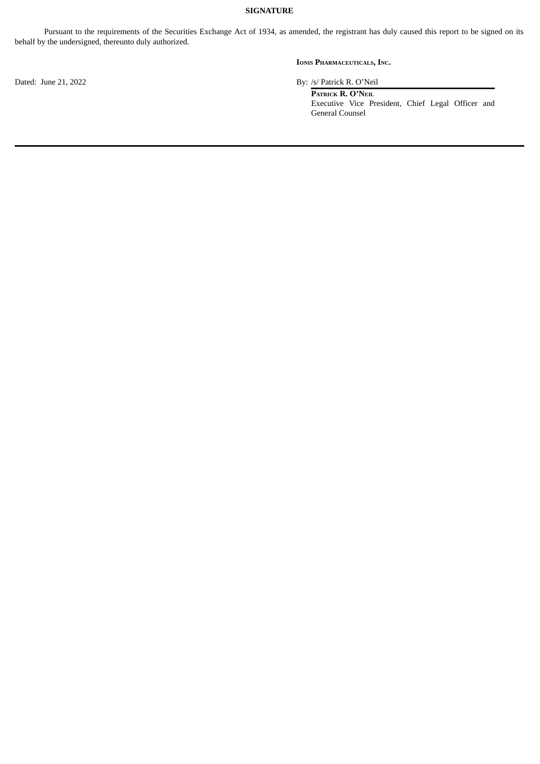## SIGNATURE

Pursuant to the requirements of the Securities Exchange Act of 1934, as amended, the registrant has duly caused this report to be signed on its behalf by the undersigned, thereunto duly authorized.

**Ionis Pharmaceuticals, Inc.**

Dated: June 21, 2022

By: /s/ Patrick R. O'Neil

**Patrick R. O'Neil**
Executive Vice President, Chief Legal Officer and General Counsel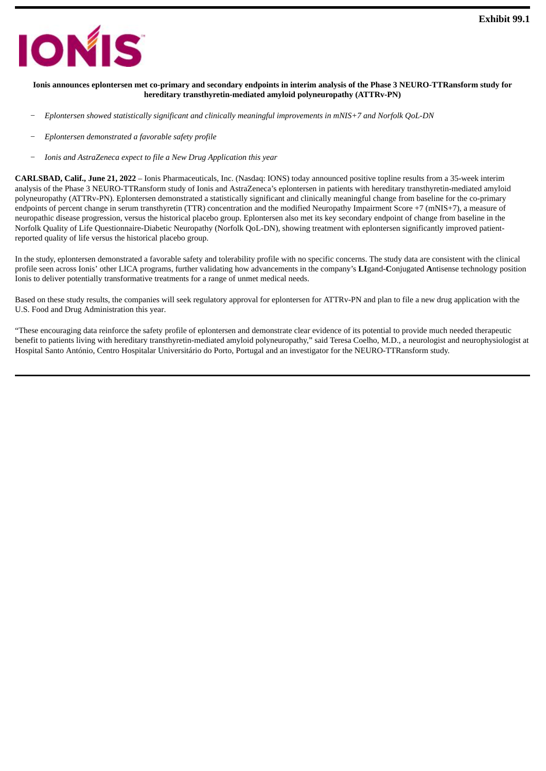Exhibit 99.1

**IONIS**

**Ionis announces eplontersen met co-primary and secondary endpoints in interim analysis of the Phase 3 NEURO-TTRansform study for hereditary transthyretin-mediated amyloid polyneuropathy (ATTRv-PN)**

- *Eplontersen showed statistically significant and clinically meaningful improvements in mNIS+7 and Norfolk QoL-DN*
- *Eplontersen demonstrated a favorable safety profile*
- *Ionis and AstraZeneca expect to file a New Drug Application this year*

**CARLSBAD, Calif., June 21, 2022** – Ionis Pharmaceuticals, Inc. (Nasdaq: IONS) today announced positive topline results from a 35-week interim analysis of the Phase 3 NEURO-TTRansform study of Ionis and AstraZeneca's eplontersen in patients with hereditary transthyretin-mediated amyloid polyneuropathy (ATTRv-PN). Eplontersen demonstrated a statistically significant and clinically meaningful change from baseline for the co-primary endpoints of percent change in serum transthyretin (TTR) concentration and the modified Neuropathy Impairment Score +7 (mNIS+7), a measure of neuropathic disease progression, versus the historical placebo group. Eplontersen also met its key secondary endpoint of change from baseline in the Norfolk Quality of Life Questionnaire-Diabetic Neuropathy (Norfolk QoL-DN), showing treatment with eplontersen significantly improved patient-reported quality of life versus the historical placebo group.

In the study, eplontersen demonstrated a favorable safety and tolerability profile with no specific concerns. The study data are consistent with the clinical profile seen across Ionis' other LICA programs, further validating how advancements in the company's **LI**gand-**C**onjugated **A**ntisense technology position Ionis to deliver potentially transformative treatments for a range of unmet medical needs.

Based on these study results, the companies will seek regulatory approval for eplontersen for ATTRv-PN and plan to file a new drug application with the U.S. Food and Drug Administration this year.

"These encouraging data reinforce the safety profile of eplontersen and demonstrate clear evidence of its potential to provide much needed therapeutic benefit to patients living with hereditary transthyretin-mediated amyloid polyneuropathy," said Teresa Coelho, M.D., a neurologist and neurophysiologist at Hospital Santo António, Centro Hospitalar Universitário do Porto, Portugal and an investigator for the NEURO-TTRansform study.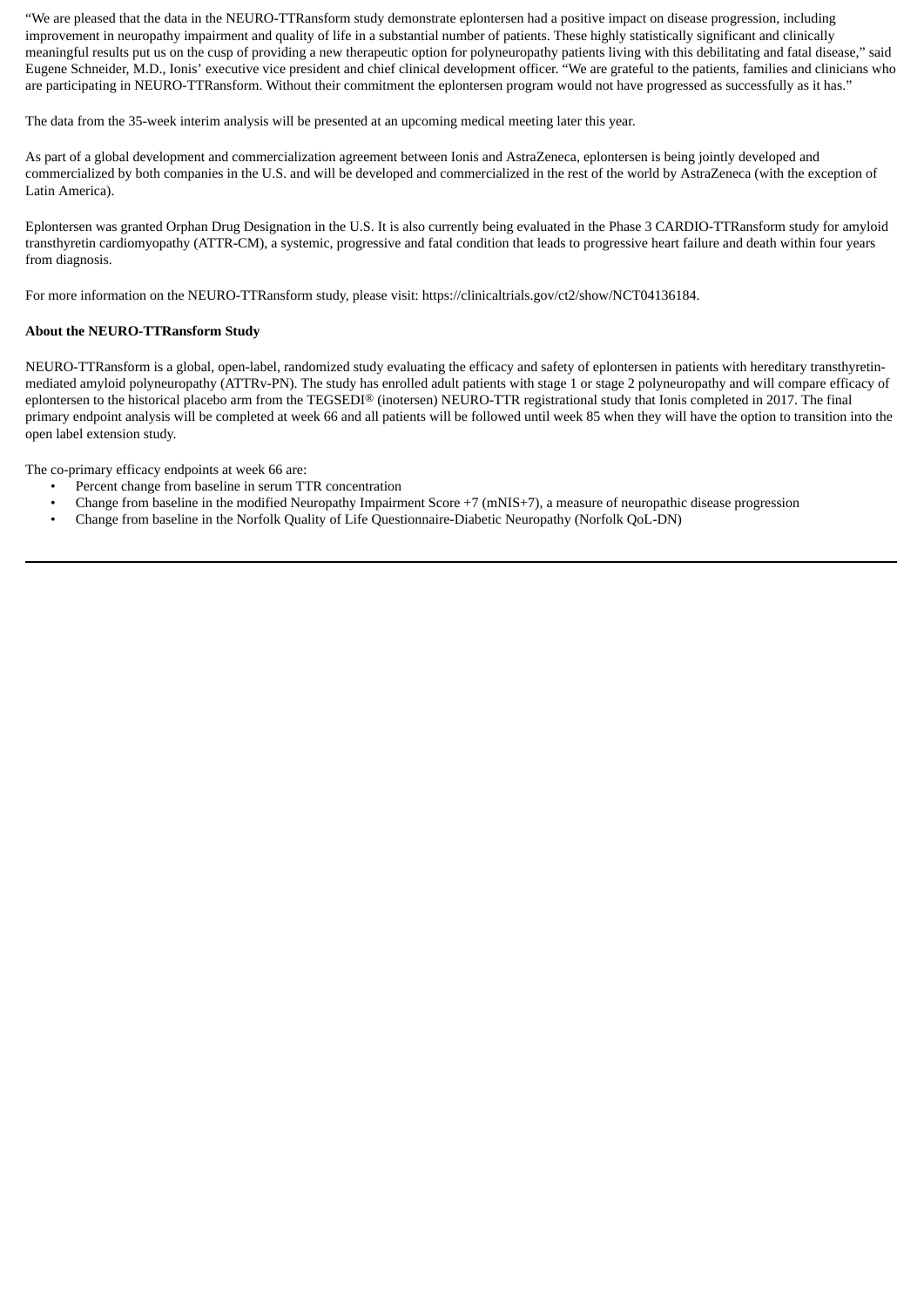"We are pleased that the data in the NEURO-TTRansform study demonstrate eplontersen had a positive impact on disease progression, including improvement in neuropathy impairment and quality of life in a substantial number of patients. These highly statistically significant and clinically meaningful results put us on the cusp of providing a new therapeutic option for polyneuropathy patients living with this debilitating and fatal disease," said Eugene Schneider, M.D., Ionis' executive vice president and chief clinical development officer. "We are grateful to the patients, families and clinicians who are participating in NEURO-TTRansform. Without their commitment the eplontersen program would not have progressed as successfully as it has."

The data from the 35-week interim analysis will be presented at an upcoming medical meeting later this year.

As part of a global development and commercialization agreement between Ionis and AstraZeneca, eplontersen is being jointly developed and commercialized by both companies in the U.S. and will be developed and commercialized in the rest of the world by AstraZeneca (with the exception of Latin America).

Eplontersen was granted Orphan Drug Designation in the U.S. It is also currently being evaluated in the Phase 3 CARDIO-TTRansform study for amyloid transthyretin cardiomyopathy (ATTR-CM), a systemic, progressive and fatal condition that leads to progressive heart failure and death within four years from diagnosis.

For more information on the NEURO-TTRansform study, please visit: https://clinicaltrials.gov/ct2/show/NCT04136184.

**About the NEURO-TTRansform Study**

NEURO-TTRansform is a global, open-label, randomized study evaluating the efficacy and safety of eplontersen in patients with hereditary transthyretin-mediated amyloid polyneuropathy (ATTRv-PN). The study has enrolled adult patients with stage 1 or stage 2 polyneuropathy and will compare efficacy of eplontersen to the historical placebo arm from the TEGSEDI® (inotersen) NEURO-TTR registrational study that Ionis completed in 2017. The final primary endpoint analysis will be completed at week 66 and all patients will be followed until week 85 when they will have the option to transition into the open label extension study.

The co-primary efficacy endpoints at week 66 are:

- Percent change from baseline in serum TTR concentration
- Change from baseline in the modified Neuropathy Impairment Score +7 (mNIS+7), a measure of neuropathic disease progression
- Change from baseline in the Norfolk Quality of Life Questionnaire-Diabetic Neuropathy (Norfolk QoL-DN)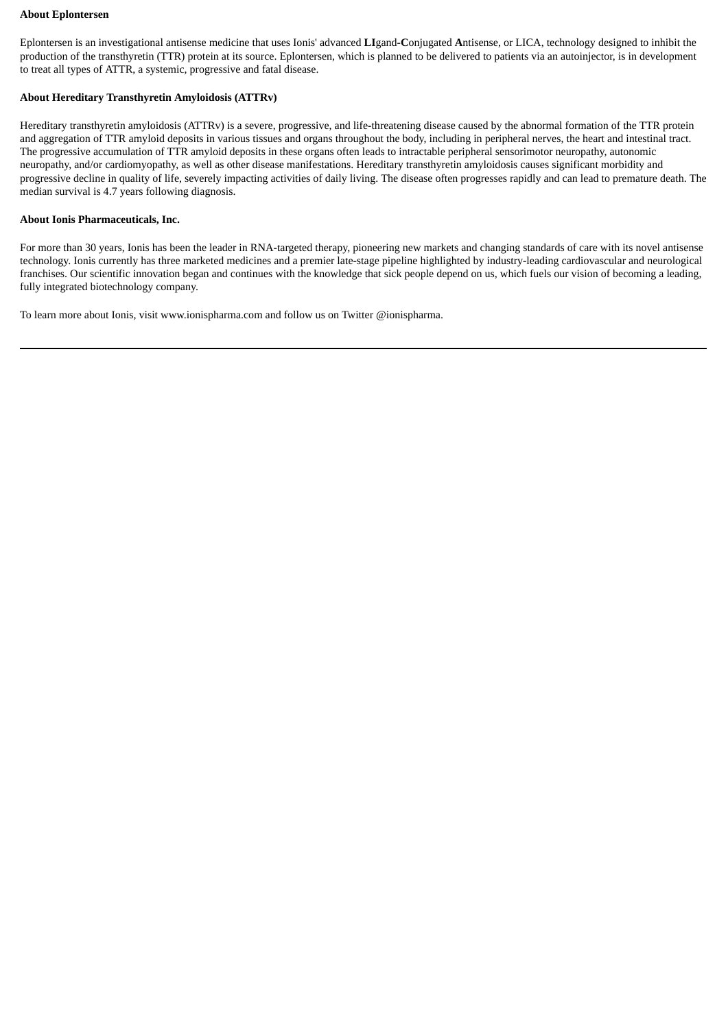**About Eplontersen**

Eplontersen is an investigational antisense medicine that uses Ionis' advanced **LI**gand-**C**onjugated **A**ntisense, or LICA, technology designed to inhibit the production of the transthyretin (TTR) protein at its source. Eplontersen, which is planned to be delivered to patients via an autoinjector, is in development to treat all types of ATTR, a systemic, progressive and fatal disease.

**About Hereditary Transthyretin Amyloidosis (ATTRv)**

Hereditary transthyretin amyloidosis (ATTRv) is a severe, progressive, and life-threatening disease caused by the abnormal formation of the TTR protein and aggregation of TTR amyloid deposits in various tissues and organs throughout the body, including in peripheral nerves, the heart and intestinal tract. The progressive accumulation of TTR amyloid deposits in these organs often leads to intractable peripheral sensorimotor neuropathy, autonomic neuropathy, and/or cardiomyopathy, as well as other disease manifestations. Hereditary transthyretin amyloidosis causes significant morbidity and progressive decline in quality of life, severely impacting activities of daily living. The disease often progresses rapidly and can lead to premature death. The median survival is 4.7 years following diagnosis.

**About Ionis Pharmaceuticals, Inc.**

For more than 30 years, Ionis has been the leader in RNA-targeted therapy, pioneering new markets and changing standards of care with its novel antisense technology. Ionis currently has three marketed medicines and a premier late-stage pipeline highlighted by industry-leading cardiovascular and neurological franchises. Our scientific innovation began and continues with the knowledge that sick people depend on us, which fuels our vision of becoming a leading, fully integrated biotechnology company.

To learn more about Ionis, visit www.ionispharma.com and follow us on Twitter @ionispharma.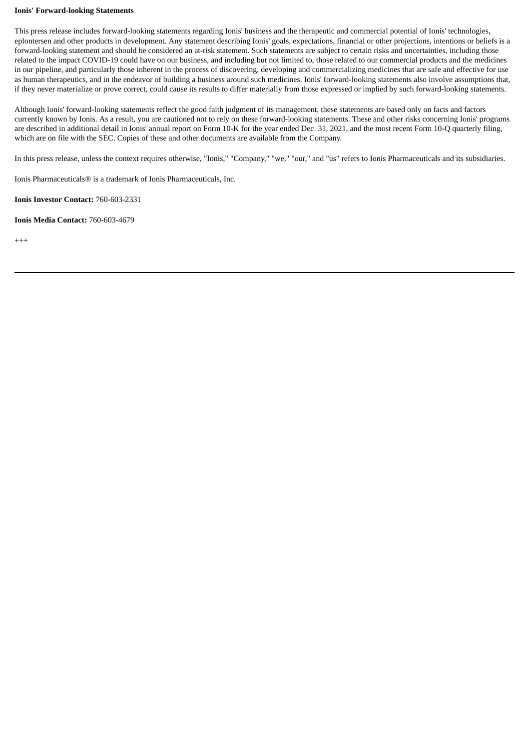**Ionis' Forward-looking Statements**

This press release includes forward-looking statements regarding Ionis' business and the therapeutic and commercial potential of Ionis' technologies, eplontersen and other products in development. Any statement describing Ionis' goals, expectations, financial or other projections, intentions or beliefs is a forward-looking statement and should be considered an at-risk statement. Such statements are subject to certain risks and uncertainties, including those related to the impact COVID-19 could have on our business, and including but not limited to, those related to our commercial products and the medicines in our pipeline, and particularly those inherent in the process of discovering, developing and commercializing medicines that are safe and effective for use as human therapeutics, and in the endeavor of building a business around such medicines. Ionis' forward-looking statements also involve assumptions that, if they never materialize or prove correct, could cause its results to differ materially from those expressed or implied by such forward-looking statements.

Although Ionis' forward-looking statements reflect the good faith judgment of its management, these statements are based only on facts and factors currently known by Ionis. As a result, you are cautioned not to rely on these forward-looking statements. These and other risks concerning Ionis' programs are described in additional detail in Ionis' annual report on Form 10-K for the year ended Dec. 31, 2021, and the most recent Form 10-Q quarterly filing, which are on file with the SEC. Copies of these and other documents are available from the Company.

In this press release, unless the context requires otherwise, "Ionis," "Company," "we," "our," and "us" refers to Ionis Pharmaceuticals and its subsidiaries.

Ionis Pharmaceuticals® is a trademark of Ionis Pharmaceuticals, Inc.

**Ionis Investor Contact:** 760-603-2331

**Ionis Media Contact:** 760-603-4679

+++